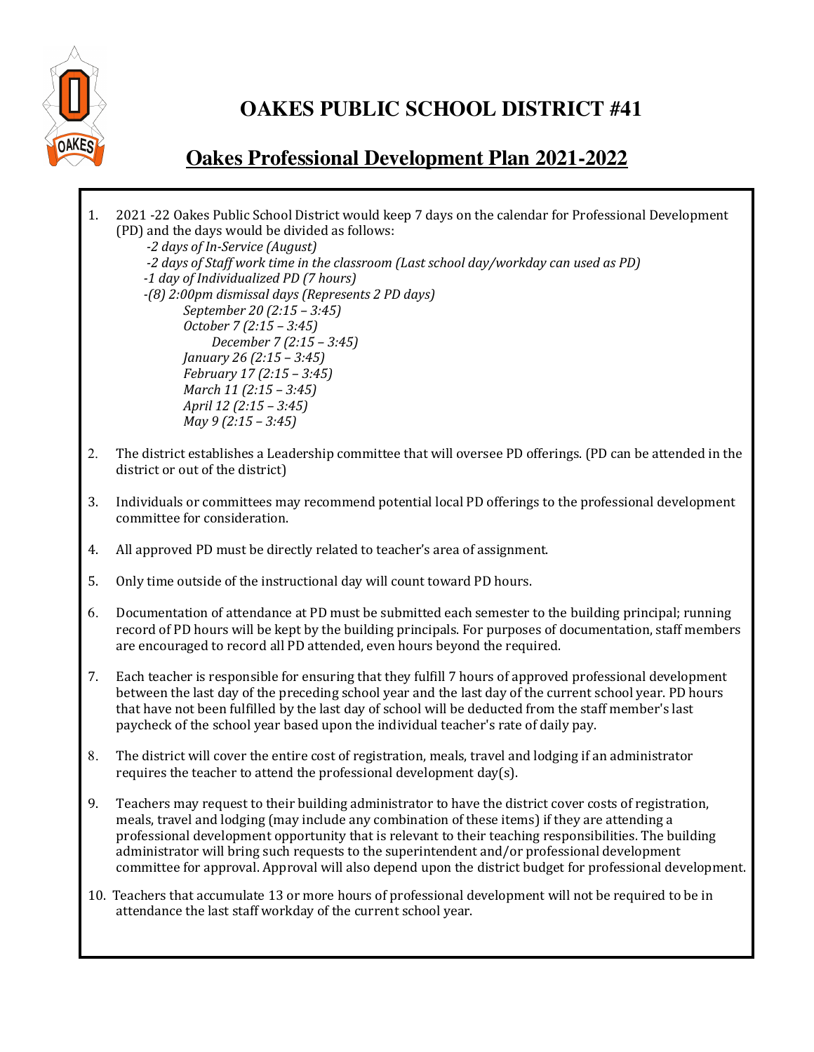# OAKES PUBLIC SCHOOL DISTRICT #41

## Oakes Professional Development Plan 2021-2022

1. 2021 -22 Oakes Public School District would keep 7 days on the calendar for Professional Development (PD) and the days would be divided as follows:
   - *-2 days of In-Service (August)*
   - *-2 days of Staff work time in the classroom (Last school day/workday can used as PD)*
   - *-1 day of Individualized PD (7 hours)*
   - *-(8) 2:00pm dismissal days (Represents 2 PD days)*
     - *September 20 (2:15 – 3:45)*
     - *October 7 (2:15 – 3:45)*
     - *December 7 (2:15 – 3:45)*
     - *January 26 (2:15 – 3:45)*
     - *February 17 (2:15 – 3:45)*
     - *March 11 (2:15 – 3:45)*
     - *April 12 (2:15 – 3:45)*
     - *May 9 (2:15 – 3:45)*

2. The district establishes a Leadership committee that will oversee PD offerings. (PD can be attended in the district or out of the district)

3. Individuals or committees may recommend potential local PD offerings to the professional development committee for consideration.

4. All approved PD must be directly related to teacher's area of assignment.

5. Only time outside of the instructional day will count toward PD hours.

6. Documentation of attendance at PD must be submitted each semester to the building principal; running record of PD hours will be kept by the building principals. For purposes of documentation, staff members are encouraged to record all PD attended, even hours beyond the required.

7. Each teacher is responsible for ensuring that they fulfill 7 hours of approved professional development between the last day of the preceding school year and the last day of the current school year. PD hours that have not been fulfilled by the last day of school will be deducted from the staff member's last paycheck of the school year based upon the individual teacher's rate of daily pay.

8. The district will cover the entire cost of registration, meals, travel and lodging if an administrator requires the teacher to attend the professional development day(s).

9. Teachers may request to their building administrator to have the district cover costs of registration, meals, travel and lodging (may include any combination of these items) if they are attending a professional development opportunity that is relevant to their teaching responsibilities. The building administrator will bring such requests to the superintendent and/or professional development committee for approval. Approval will also depend upon the district budget for professional development.

10. Teachers that accumulate 13 or more hours of professional development will not be required to be in attendance the last staff workday of the current school year.